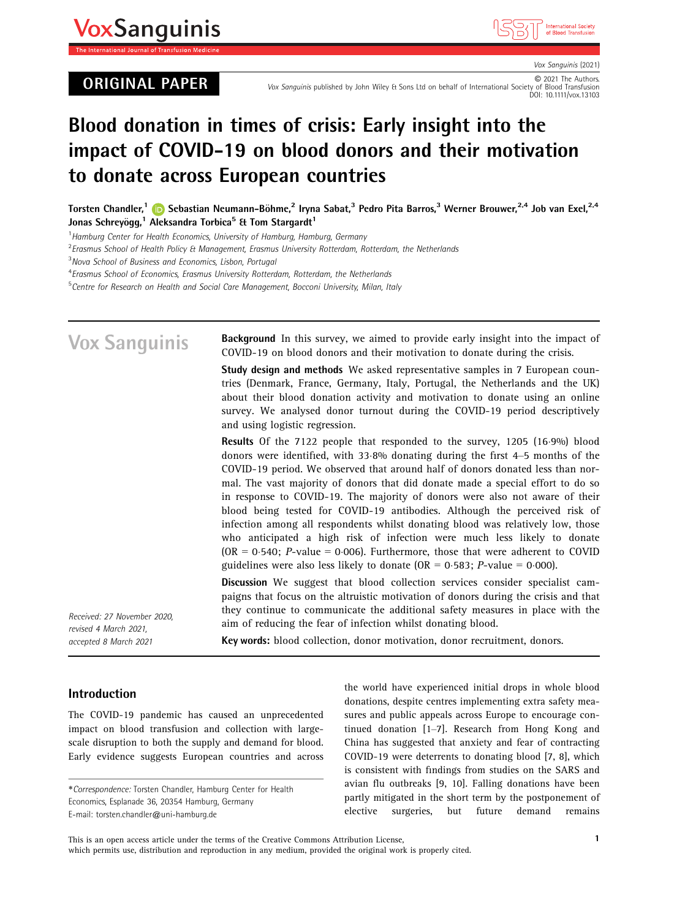ORIGINAL PAPER

© 2021 The Authors.
Vox Sanguinis published by John Wiley & Sons Ltd on behalf of International Society of Blood Transfusion
DOI: 10.1111/vox.13103

# Blood donation in times of crisis: Early insight into the impact of COVID-19 on blood donors and their motivation to donate across European countries

**Torsten Chandler,[1] Sebastian Neumann-Böhme,[2] Iryna Sabat,[3] Pedro Pita Barros,[3] Werner Brouwer,[2,4] Job van Exel,[2,4] Jonas Schreyögg,[1] Aleksandra Torbica[5] & Tom Stargardt[1]**

[1] Hamburg Center for Health Economics, University of Hamburg, Hamburg, Germany
[2] Erasmus School of Health Policy & Management, Erasmus University Rotterdam, Rotterdam, the Netherlands
[3] Nova School of Business and Economics, Lisbon, Portugal
[4] Erasmus School of Economics, Erasmus University Rotterdam, Rotterdam, the Netherlands
[5] Centre for Research on Health and Social Care Management, Bocconi University, Milan, Italy

**Background** In this survey, we aimed to provide early insight into the impact of COVID-19 on blood donors and their motivation to donate during the crisis.

**Study design and methods** We asked representative samples in 7 European countries (Denmark, France, Germany, Italy, Portugal, the Netherlands and the UK) about their blood donation activity and motivation to donate using an online survey. We analysed donor turnout during the COVID-19 period descriptively and using logistic regression.

**Results** Of the 7122 people that responded to the survey, 1205 (16·9%) blood donors were identified, with 33·8% donating during the first 4–5 months of the COVID-19 period. We observed that around half of donors donated less than normal. The vast majority of donors that did donate made a special effort to do so in response to COVID-19. The majority of donors were also not aware of their blood being tested for COVID-19 antibodies. Although the perceived risk of infection among all respondents whilst donating blood was relatively low, those who anticipated a high risk of infection were much less likely to donate (OR = 0·540; *P*-value = 0·006). Furthermore, those that were adherent to COVID guidelines were also less likely to donate (OR = 0·583; *P*-value = 0·000).

**Discussion** We suggest that blood collection services consider specialist campaigns that focus on the altruistic motivation of donors during the crisis and that they continue to communicate the additional safety measures in place with the aim of reducing the fear of infection whilst donating blood.

**Key words:** blood collection, donor motivation, donor recruitment, donors.

*Received: 27 November 2020, revised 4 March 2021, accepted 8 March 2021*

## Introduction

The COVID-19 pandemic has caused an unprecedented impact on blood transfusion and collection with large-scale disruption to both the supply and demand for blood. Early evidence suggests European countries and across the world have experienced initial drops in whole blood donations, despite centres implementing extra safety measures and public appeals across Europe to encourage continued donation [1–7]. Research from Hong Kong and China has suggested that anxiety and fear of contracting COVID-19 were deterrents to donating blood [7, 8], which is consistent with findings from studies on the SARS and avian flu outbreaks [9, 10]. Falling donations have been partly mitigated in the short term by the postponement of elective surgeries, but future demand remains

*Correspondence: Torsten Chandler, Hamburg Center for Health Economics, Esplanade 36, 20354 Hamburg, Germany
E-mail: torsten.chandler@uni-hamburg.de

This is an open access article under the terms of the Creative Commons Attribution License, which permits use, distribution and reproduction in any medium, provided the original work is properly cited.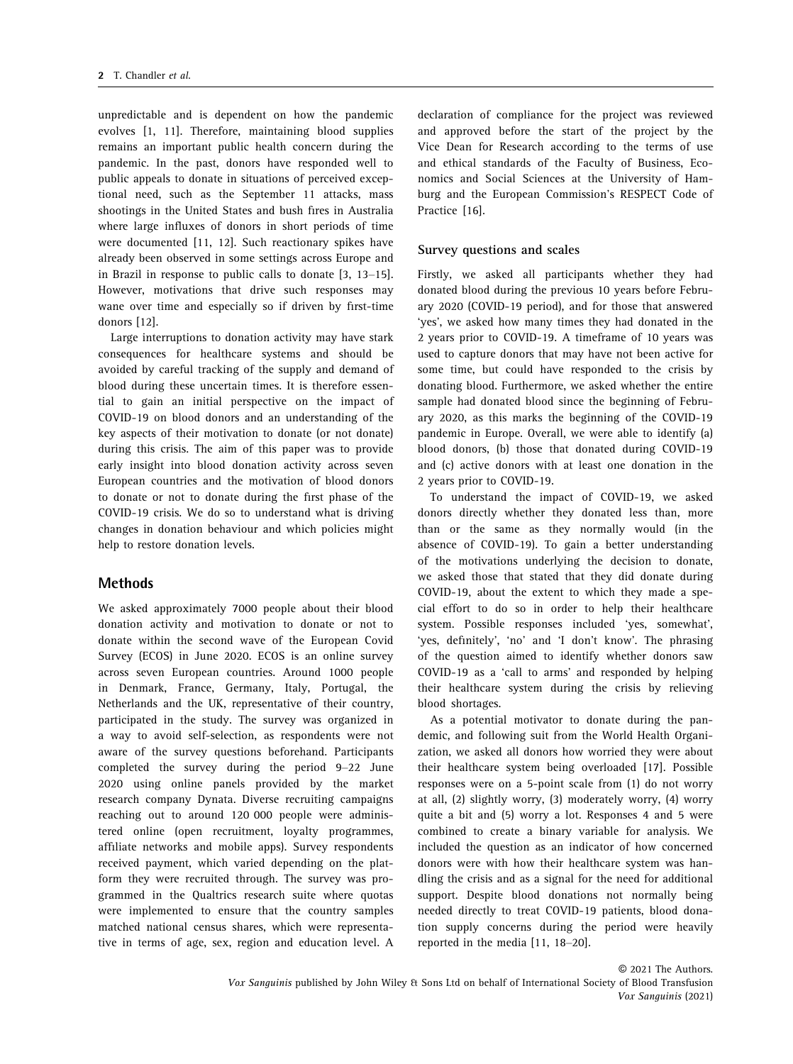unpredictable and is dependent on how the pandemic evolves [1, 11]. Therefore, maintaining blood supplies remains an important public health concern during the pandemic. In the past, donors have responded well to public appeals to donate in situations of perceived exceptional need, such as the September 11 attacks, mass shootings in the United States and bush fires in Australia where large influxes of donors in short periods of time were documented [11, 12]. Such reactionary spikes have already been observed in some settings across Europe and in Brazil in response to public calls to donate [3, 13–15]. However, motivations that drive such responses may wane over time and especially so if driven by first-time donors [12].

Large interruptions to donation activity may have stark consequences for healthcare systems and should be avoided by careful tracking of the supply and demand of blood during these uncertain times. It is therefore essential to gain an initial perspective on the impact of COVID-19 on blood donors and an understanding of the key aspects of their motivation to donate (or not donate) during this crisis. The aim of this paper was to provide early insight into blood donation activity across seven European countries and the motivation of blood donors to donate or not to donate during the first phase of the COVID-19 crisis. We do so to understand what is driving changes in donation behaviour and which policies might help to restore donation levels.

## Methods

We asked approximately 7000 people about their blood donation activity and motivation to donate or not to donate within the second wave of the European Covid Survey (ECOS) in June 2020. ECOS is an online survey across seven European countries. Around 1000 people in Denmark, France, Germany, Italy, Portugal, the Netherlands and the UK, representative of their country, participated in the study. The survey was organized in a way to avoid self-selection, as respondents were not aware of the survey questions beforehand. Participants completed the survey during the period 9–22 June 2020 using online panels provided by the market research company Dynata. Diverse recruiting campaigns reaching out to around 120 000 people were administered online (open recruitment, loyalty programmes, affiliate networks and mobile apps). Survey respondents received payment, which varied depending on the platform they were recruited through. The survey was programmed in the Qualtrics research suite where quotas were implemented to ensure that the country samples matched national census shares, which were representative in terms of age, sex, region and education level. A declaration of compliance for the project was reviewed and approved before the start of the project by the Vice Dean for Research according to the terms of use and ethical standards of the Faculty of Business, Economics and Social Sciences at the University of Hamburg and the European Commission's RESPECT Code of Practice [16].

### Survey questions and scales

Firstly, we asked all participants whether they had donated blood during the previous 10 years before February 2020 (COVID-19 period), and for those that answered 'yes', we asked how many times they had donated in the 2 years prior to COVID-19. A timeframe of 10 years was used to capture donors that may have not been active for some time, but could have responded to the crisis by donating blood. Furthermore, we asked whether the entire sample had donated blood since the beginning of February 2020, as this marks the beginning of the COVID-19 pandemic in Europe. Overall, we were able to identify (a) blood donors, (b) those that donated during COVID-19 and (c) active donors with at least one donation in the 2 years prior to COVID-19.

To understand the impact of COVID-19, we asked donors directly whether they donated less than, more than or the same as they normally would (in the absence of COVID-19). To gain a better understanding of the motivations underlying the decision to donate, we asked those that stated that they did donate during COVID-19, about the extent to which they made a special effort to do so in order to help their healthcare system. Possible responses included 'yes, somewhat', 'yes, definitely', 'no' and 'I don't know'. The phrasing of the question aimed to identify whether donors saw COVID-19 as a 'call to arms' and responded by helping their healthcare system during the crisis by relieving blood shortages.

As a potential motivator to donate during the pandemic, and following suit from the World Health Organization, we asked all donors how worried they were about their healthcare system being overloaded [17]. Possible responses were on a 5-point scale from (1) do not worry at all, (2) slightly worry, (3) moderately worry, (4) worry quite a bit and (5) worry a lot. Responses 4 and 5 were combined to create a binary variable for analysis. We included the question as an indicator of how concerned donors were with how their healthcare system was handling the crisis and as a signal for the need for additional support. Despite blood donations not normally being needed directly to treat COVID-19 patients, blood donation supply concerns during the period were heavily reported in the media [11, 18–20].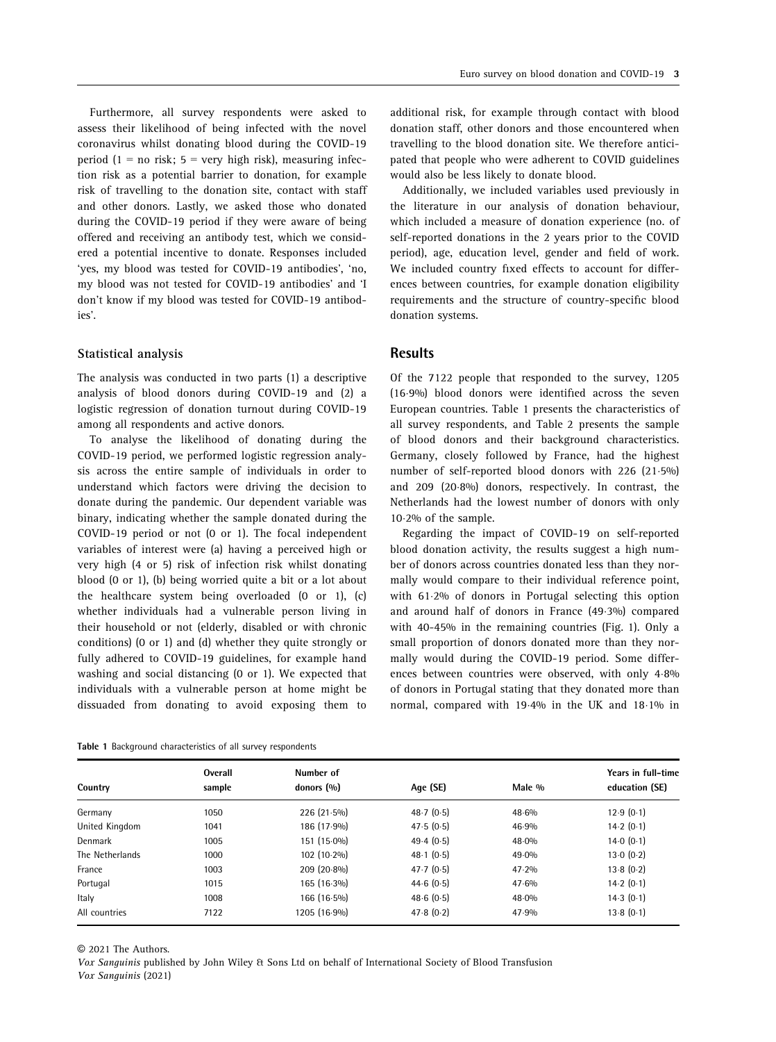Furthermore, all survey respondents were asked to assess their likelihood of being infected with the novel coronavirus whilst donating blood during the COVID-19 period (1 = no risk; 5 = very high risk), measuring infection risk as a potential barrier to donation, for example risk of travelling to the donation site, contact with staff and other donors. Lastly, we asked those who donated during the COVID-19 period if they were aware of being offered and receiving an antibody test, which we considered a potential incentive to donate. Responses included 'yes, my blood was tested for COVID-19 antibodies', 'no, my blood was not tested for COVID-19 antibodies' and 'I don't know if my blood was tested for COVID-19 antibodies'.

### Statistical analysis

The analysis was conducted in two parts (1) a descriptive analysis of blood donors during COVID-19 and (2) a logistic regression of donation turnout during COVID-19 among all respondents and active donors.

To analyse the likelihood of donating during the COVID-19 period, we performed logistic regression analysis across the entire sample of individuals in order to understand which factors were driving the decision to donate during the pandemic. Our dependent variable was binary, indicating whether the sample donated during the COVID-19 period or not (0 or 1). The focal independent variables of interest were (a) having a perceived high or very high (4 or 5) risk of infection risk whilst donating blood (0 or 1), (b) being worried quite a bit or a lot about the healthcare system being overloaded (0 or 1), (c) whether individuals had a vulnerable person living in their household or not (elderly, disabled or with chronic conditions) (0 or 1) and (d) whether they quite strongly or fully adhered to COVID-19 guidelines, for example hand washing and social distancing (0 or 1). We expected that individuals with a vulnerable person at home might be dissuaded from donating to avoid exposing them to additional risk, for example through contact with blood donation staff, other donors and those encountered when travelling to the blood donation site. We therefore anticipated that people who were adherent to COVID guidelines would also be less likely to donate blood.

Additionally, we included variables used previously in the literature in our analysis of donation behaviour, which included a measure of donation experience (no. of self-reported donations in the 2 years prior to the COVID period), age, education level, gender and field of work. We included country fixed effects to account for differences between countries, for example donation eligibility requirements and the structure of country-specific blood donation systems.

## Results

Of the 7122 people that responded to the survey, 1205 (16·9%) blood donors were identified across the seven European countries. Table 1 presents the characteristics of all survey respondents, and Table 2 presents the sample of blood donors and their background characteristics. Germany, closely followed by France, had the highest number of self-reported blood donors with 226 (21·5%) and 209 (20·8%) donors, respectively. In contrast, the Netherlands had the lowest number of donors with only 10·2% of the sample.

Regarding the impact of COVID-19 on self-reported blood donation activity, the results suggest a high number of donors across countries donated less than they normally would compare to their individual reference point, with 61·2% of donors in Portugal selecting this option and around half of donors in France (49·3%) compared with 40–45% in the remaining countries (Fig. 1). Only a small proportion of donors donated more than they normally would during the COVID-19 period. Some differences between countries were observed, with only 4·8% of donors in Portugal stating that they donated more than normal, compared with 19·4% in the UK and 18·1% in

**Table 1** Background characteristics of all survey respondents

| Country | Overall sample | Number of donors (%) | Age (SE) | Male % | Years in full-time education (SE) |
|---|---|---|---|---|---|
| Germany | 1050 | 226 (21·5%) | 48·7 (0·5) | 48·6% | 12·9 (0·1) |
| United Kingdom | 1041 | 186 (17·9%) | 47·5 (0·5) | 46·9% | 14·2 (0·1) |
| Denmark | 1005 | 151 (15·0%) | 49·4 (0·5) | 48·0% | 14·0 (0·1) |
| The Netherlands | 1000 | 102 (10·2%) | 48·1 (0·5) | 49·0% | 13·0 (0·2) |
| France | 1003 | 209 (20·8%) | 47·7 (0·5) | 47·2% | 13·8 (0·2) |
| Portugal | 1015 | 165 (16·3%) | 44·6 (0·5) | 47·6% | 14·2 (0·1) |
| Italy | 1008 | 166 (16·5%) | 48·6 (0·5) | 48·0% | 14·3 (0·1) |
| All countries | 7122 | 1205 (16·9%) | 47·8 (0·2) | 47·9% | 13·8 (0·1) |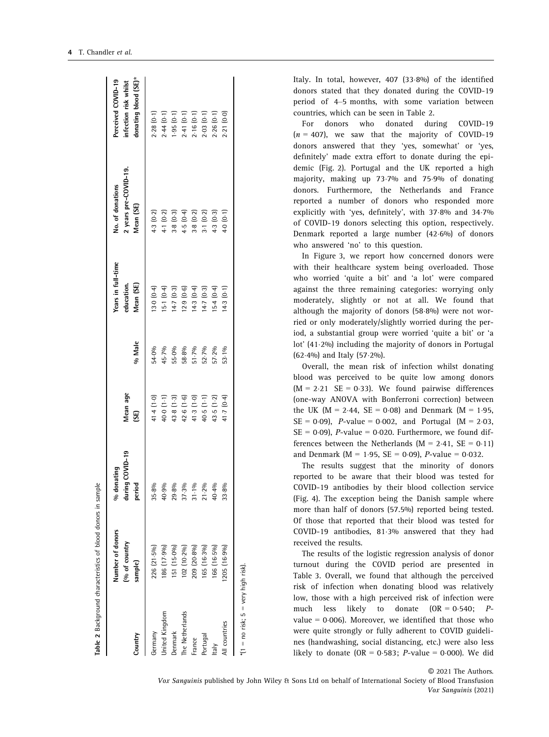**Table 2** Background characteristics of blood donors in sample

| Country | Number of donors (% of country sample) | % donating during COVID-19 period | Mean age (SE) | % Male | Years in full-time education. Mean (SE) | No. of donations 2 years pre-COVID-19. Mean (SE) | Perceived COVID-19 infection risk whilst donating blood (SE)* |
|---|---|---|---|---|---|---|---|
| Germany | 226 (21·5%) | 35·8% | 41·4 (1·0) | 54·0% | 13·0 (0·4) | 4·3 (0·2) | 2·28 (0·1) |
| United Kingdom | 186 (17·9%) | 40·9% | 40·0 (1·1) | 45·7% | 15·1 (0·4) | 4·1 (0·2) | 2·44 (0·1) |
| Denmark | 151 (15·0%) | 29·8% | 43·8 (1·3) | 55·0% | 14·7 (0·3) | 3·8 (0·3) | 1·95 (0·1) |
| The Netherlands | 102 (10·2%) | 37·3% | 42·6 (1·6) | 58·8% | 12·9 (0·6) | 4·5 (0·4) | 2·41 (0·1) |
| France | 209 (20·8%) | 31·1% | 41·3 (1·0) | 51·7% | 14·3 (0·4) | 3·8 (0·2) | 2·16 (0·1) |
| Portugal | 165 (16·3%) | 21·2% | 40·5 (1·1) | 52·7% | 14·7 (0·3) | 3·1 (0·2) | 2·03 (0·1) |
| Italy | 166 (16·5%) | 40·4% | 43·5 (1·2) | 57·2% | 15·4 (0·4) | 4·3 (0·3) | 2·26 (0·1) |
| All countries | 1205 (16·9%) | 33·8% | 41·7 (0·4) | 53·1% | 14·3 (0·1) | 4·0 (0·1) | 2·21 (0·0) |

*(1 = no risk; 5 = very high risk).

Italy. In total, however, 407 (33·8%) of the identified donors stated that they donated during the COVID-19 period of 4–5 months, with some variation between countries, which can be seen in Table 2.

For donors who donated during COVID-19 ($n$ = 407), we saw that the majority of COVID-19 donors answered that they 'yes, somewhat' or 'yes, definitely' made extra effort to donate during the epidemic (Fig. 2). Portugal and the UK reported a high majority, making up 73·7% and 75·9% of donating donors. Furthermore, the Netherlands and France reported a number of donors who responded more explicitly with 'yes, definitely', with 37·8% and 34·7% of COVID-19 donors selecting this option, respectively. Denmark reported a large number (42·6%) of donors who answered 'no' to this question.

In Figure 3, we report how concerned donors were with their healthcare system being overloaded. Those who worried 'quite a bit' and 'a lot' were compared against the three remaining categories: worrying only moderately, slightly or not at all. We found that although the majority of donors (58·8%) were not worried or only moderately/slightly worried during the period, a substantial group were worried 'quite a bit' or 'a lot' (41·2%) including the majority of donors in Portugal (62·4%) and Italy (57·2%).

Overall, the mean risk of infection whilst donating blood was perceived to be quite low among donors (M = 2·21 SE = 0·33). We found pairwise differences (one-way ANOVA with Bonferroni correction) between the UK (M = 2·44, SE = 0·08) and Denmark (M = 1·95, SE = 0·09), $P$-value = 0·002, and Portugal (M = 2·03, SE = 0·09), $P$-value = 0·020. Furthermore, we found differences between the Netherlands (M = 2·41, SE = 0·11) and Denmark (M = 1·95, SE = 0·09), $P$-value = 0·032.

The results suggest that the minority of donors reported to be aware that their blood was tested for COVID-19 antibodies by their blood collection service (Fig. 4). The exception being the Danish sample where more than half of donors (57.5%) reported being tested. Of those that reported that their blood was tested for COVID-19 antibodies, 81·3% answered that they had received the results.

The results of the logistic regression analysis of donor turnout during the COVID period are presented in Table 3. Overall, we found that although the perceived risk of infection when donating blood was relatively low, those with a high perceived risk of infection were much less likely to donate (OR = 0·540; $P$-value = 0·006). Moreover, we identified that those who were quite strongly or fully adherent to COVID guidelines (handwashing, social distancing, etc.) were also less likely to donate (OR = 0·583; $P$-value = 0·000). We did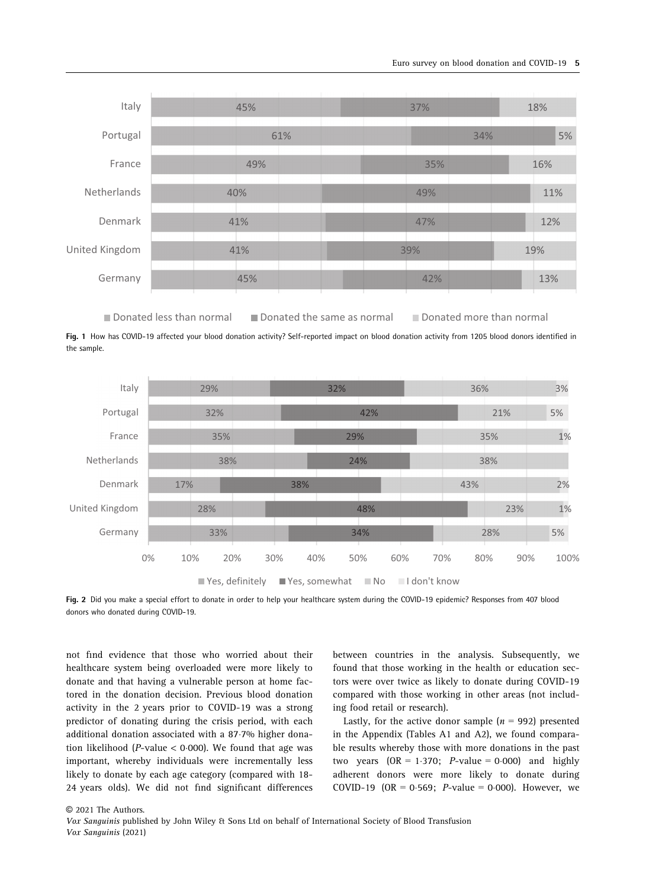| Country | Donated less than normal | Donated the same as normal | Donated more than normal |
|---|---|---|---|
| Italy | 45% | 37% | 18% |
| Portugal | 61% | 34% | 5% |
| France | 49% | 35% | 16% |
| Netherlands | 40% | 49% | 11% |
| Denmark | 41% | 47% | 12% |
| United Kingdom | 41% | 39% | 19% |
| Germany | 45% | 42% | 13% |

**Fig. 1** How has COVID-19 affected your blood donation activity? Self-reported impact on blood donation activity from 1205 blood donors identified in the sample.

| Country | Yes, definitely | Yes, somewhat | No | I don't know |
|---|---|---|---|---|
| Italy | 29% | 32% | 36% | 3% |
| Portugal | 32% | 42% | 21% | 5% |
| France | 35% | 29% | 35% | 1% |
| Netherlands | 38% | 24% | 38% | |
| Denmark | 17% | 38% | 43% | 2% |
| United Kingdom | 28% | 48% | 23% | 1% |
| Germany | 33% | 34% | 28% | 5% |

**Fig. 2** Did you make a special effort to donate in order to help your healthcare system during the COVID-19 epidemic? Responses from 407 blood donors who donated during COVID-19.

not find evidence that those who worried about their healthcare system being overloaded were more likely to donate and that having a vulnerable person at home factored in the donation decision. Previous blood donation activity in the 2 years prior to COVID-19 was a strong predictor of donating during the crisis period, with each additional donation associated with a 87·7% higher donation likelihood ($P$-value < 0·000). We found that age was important, whereby individuals were incrementally less likely to donate by each age category (compared with 18-24 years olds). We did not find significant differences between countries in the analysis. Subsequently, we found that those working in the health or education sectors were over twice as likely to donate during COVID-19 compared with those working in other areas (not including food retail or research).

Lastly, for the active donor sample ($n$ = 992) presented in the Appendix (Tables A1 and A2), we found comparable results whereby those with more donations in the past two years (OR = 1·370; $P$-value = 0·000) and highly adherent donors were more likely to donate during COVID-19 (OR = 0·569; $P$-value = 0·000). However, we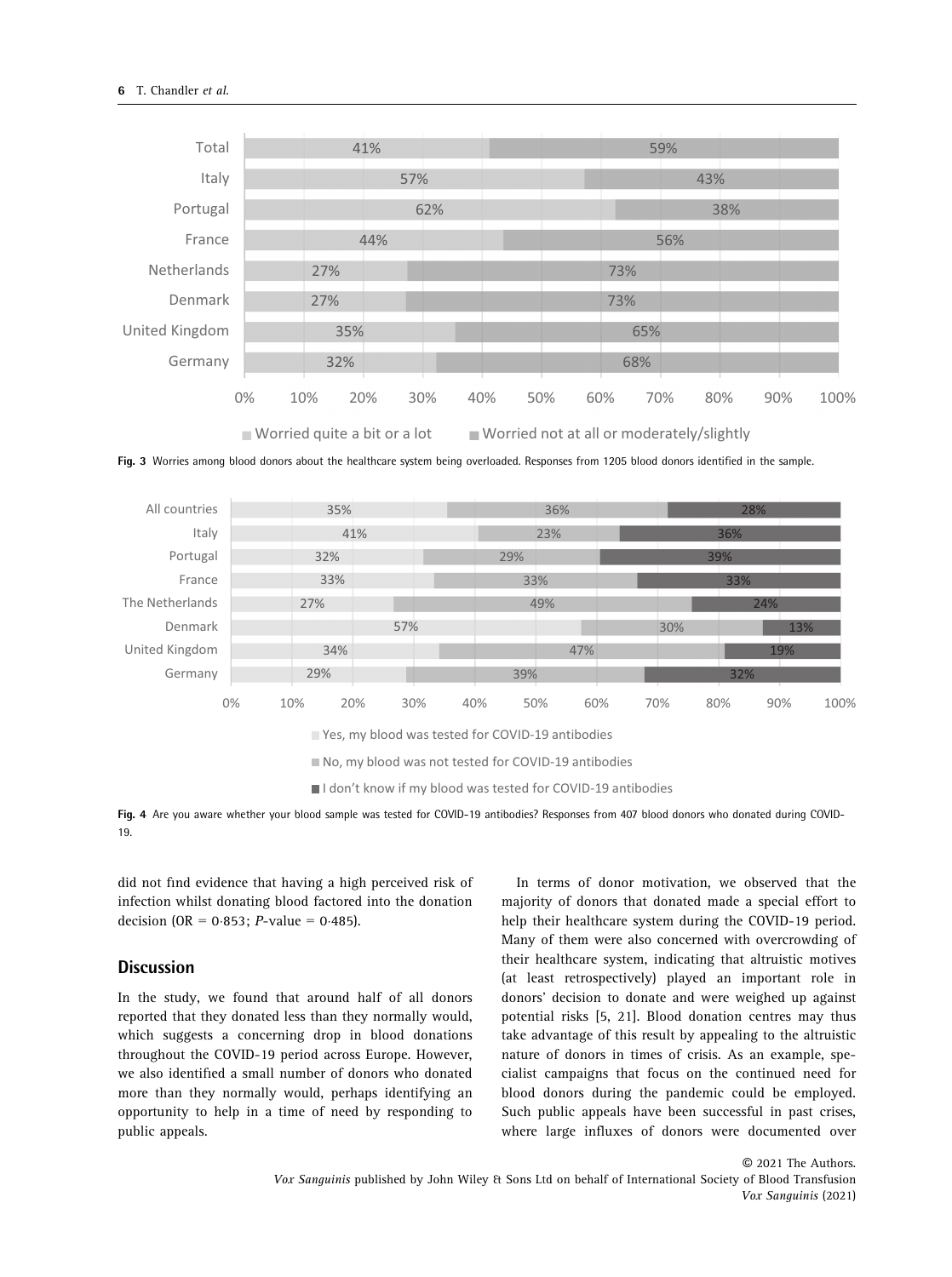| | Worried quite a bit or a lot | Worried not at all or moderately/slightly |
|---|---|---|
| Total | 41% | 59% |
| Italy | 57% | 43% |
| Portugal | 62% | 38% |
| France | 44% | 56% |
| Netherlands | 27% | 73% |
| Denmark | 27% | 73% |
| United Kingdom | 35% | 65% |
| Germany | 32% | 68% |

**Fig. 3** Worries among blood donors about the healthcare system being overloaded. Responses from 1205 blood donors identified in the sample.

| | Yes, my blood was tested for COVID-19 antibodies | No, my blood was not tested for COVID-19 antibodies | I don't know if my blood was tested for COVID-19 antibodies |
|---|---|---|---|
| All countries | 35% | 36% | 28% |
| Italy | 41% | 23% | 36% |
| Portugal | 32% | 29% | 39% |
| France | 33% | 33% | 33% |
| The Netherlands | 27% | 49% | 24% |
| Denmark | 57% | 30% | 13% |
| United Kingdom | 34% | 47% | 19% |
| Germany | 29% | 39% | 32% |

**Fig. 4** Are you aware whether your blood sample was tested for COVID-19 antibodies? Responses from 407 blood donors who donated during COVID-19.

did not find evidence that having a high perceived risk of infection whilst donating blood factored into the donation decision (OR = 0·853; *P*-value = 0·485).

## Discussion

In the study, we found that around half of all donors reported that they donated less than they normally would, which suggests a concerning drop in blood donations throughout the COVID-19 period across Europe. However, we also identified a small number of donors who donated more than they normally would, perhaps identifying an opportunity to help in a time of need by responding to public appeals.

In terms of donor motivation, we observed that the majority of donors that donated made a special effort to help their healthcare system during the COVID-19 period. Many of them were also concerned with overcrowding of their healthcare system, indicating that altruistic motives (at least retrospectively) played an important role in donors' decision to donate and were weighed up against potential risks [5, 21]. Blood donation centres may thus take advantage of this result by appealing to the altruistic nature of donors in times of crisis. As an example, specialist campaigns that focus on the continued need for blood donors during the pandemic could be employed. Such public appeals have been successful in past crises, where large influxes of donors were documented over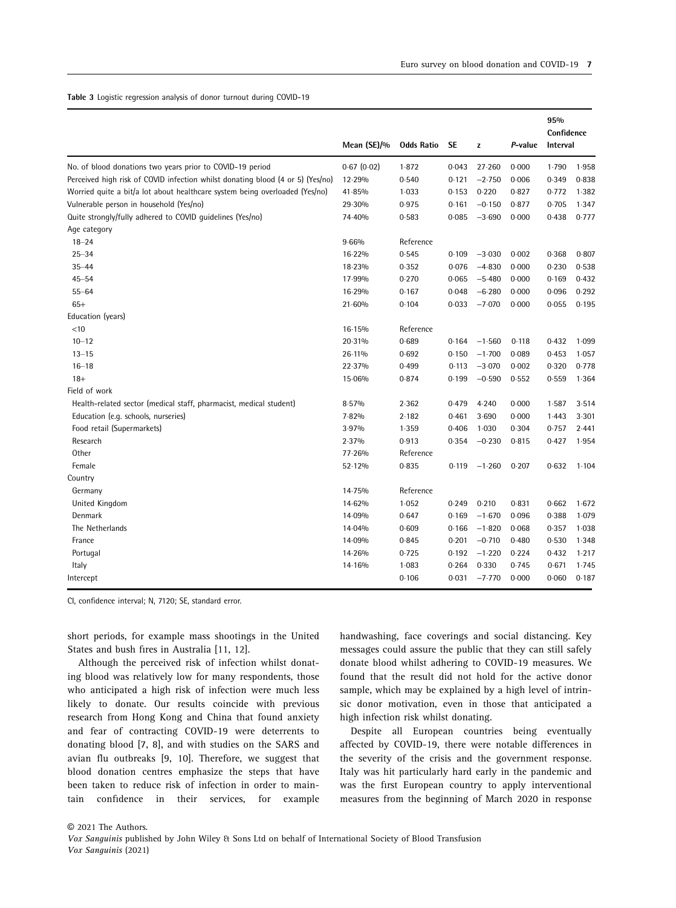**Table 3** Logistic regression analysis of donor turnout during COVID-19

| | Mean (SE)/% | Odds Ratio | SE | z | P-value | 95% Confidence Interval | |
|---|---|---|---|---|---|---|---|
| No. of blood donations two years prior to COVID-19 period | 0·67 (0·02) | 1·872 | 0·043 | 27·260 | 0·000 | 1·790 | 1·958 |
| Perceived high risk of COVID infection whilst donating blood (4 or 5) (Yes/no) | 12·29% | 0·540 | 0·121 | −2·750 | 0·006 | 0·349 | 0·838 |
| Worried quite a bit/a lot about healthcare system being overloaded (Yes/no) | 41·85% | 1·033 | 0·153 | 0·220 | 0·827 | 0·772 | 1·382 |
| Vulnerable person in household (Yes/no) | 29·30% | 0·975 | 0·161 | −0·150 | 0·877 | 0·705 | 1·347 |
| Quite strongly/fully adhered to COVID guidelines (Yes/no) | 74·40% | 0·583 | 0·085 | −3·690 | 0·000 | 0·438 | 0·777 |
| Age category | | | | | | | |
| 18–24 | 9·66% | Reference | | | | | |
| 25–34 | 16·22% | 0·545 | 0·109 | −3·030 | 0·002 | 0·368 | 0·807 |
| 35–44 | 18·23% | 0·352 | 0·076 | −4·830 | 0·000 | 0·230 | 0·538 |
| 45–54 | 17·99% | 0·270 | 0·065 | −5·480 | 0·000 | 0·169 | 0·432 |
| 55–64 | 16·29% | 0·167 | 0·048 | −6·280 | 0·000 | 0·096 | 0·292 |
| 65+ | 21·60% | 0·104 | 0·033 | −7·070 | 0·000 | 0·055 | 0·195 |
| Education (years) | | | | | | | |
| <10 | 16·15% | Reference | | | | | |
| 10–12 | 20·31% | 0·689 | 0·164 | −1·560 | 0·118 | 0·432 | 1·099 |
| 13–15 | 26·11% | 0·692 | 0·150 | −1·700 | 0·089 | 0·453 | 1·057 |
| 16–18 | 22·37% | 0·499 | 0·113 | −3·070 | 0·002 | 0·320 | 0·778 |
| 18+ | 15·06% | 0·874 | 0·199 | −0·590 | 0·552 | 0·559 | 1·364 |
| Field of work | | | | | | | |
| Health-related sector (medical staff, pharmacist, medical student) | 8·57% | 2·362 | 0·479 | 4·240 | 0·000 | 1·587 | 3·514 |
| Education (e.g. schools, nurseries) | 7·82% | 2·182 | 0·461 | 3·690 | 0·000 | 1·443 | 3·301 |
| Food retail (Supermarkets) | 3·97% | 1·359 | 0·406 | 1·030 | 0·304 | 0·757 | 2·441 |
| Research | 2·37% | 0·913 | 0·354 | −0·230 | 0·815 | 0·427 | 1·954 |
| Other | 77·26% | Reference | | | | | |
| Female | 52·12% | 0·835 | 0·119 | −1·260 | 0·207 | 0·632 | 1·104 |
| Country | | | | | | | |
| Germany | 14·75% | Reference | | | | | |
| United Kingdom | 14·62% | 1·052 | 0·249 | 0·210 | 0·831 | 0·662 | 1·672 |
| Denmark | 14·09% | 0·647 | 0·169 | −1·670 | 0·096 | 0·388 | 1·079 |
| The Netherlands | 14·04% | 0·609 | 0·166 | −1·820 | 0·068 | 0·357 | 1·038 |
| France | 14·09% | 0·845 | 0·201 | −0·710 | 0·480 | 0·530 | 1·348 |
| Portugal | 14·26% | 0·725 | 0·192 | −1·220 | 0·224 | 0·432 | 1·217 |
| Italy | 14·16% | 1·083 | 0·264 | 0·330 | 0·745 | 0·671 | 1·745 |
| Intercept | | 0·106 | 0·031 | −7·770 | 0·000 | 0·060 | 0·187 |

CI, confidence interval; N, 7120; SE, standard error.

short periods, for example mass shootings in the United States and bush fires in Australia [11, 12].

Although the perceived risk of infection whilst donating blood was relatively low for many respondents, those who anticipated a high risk of infection were much less likely to donate. Our results coincide with previous research from Hong Kong and China that found anxiety and fear of contracting COVID-19 were deterrents to donating blood [7, 8], and with studies on the SARS and avian flu outbreaks [9, 10]. Therefore, we suggest that blood donation centres emphasize the steps that have been taken to reduce risk of infection in order to maintain confidence in their services, for example handwashing, face coverings and social distancing. Key messages could assure the public that they can still safely donate blood whilst adhering to COVID-19 measures. We found that the result did not hold for the active donor sample, which may be explained by a high level of intrinsic donor motivation, even in those that anticipated a high infection risk whilst donating.

Despite all European countries being eventually affected by COVID-19, there were notable differences in the severity of the crisis and the government response. Italy was hit particularly hard early in the pandemic and was the first European country to apply interventional measures from the beginning of March 2020 in response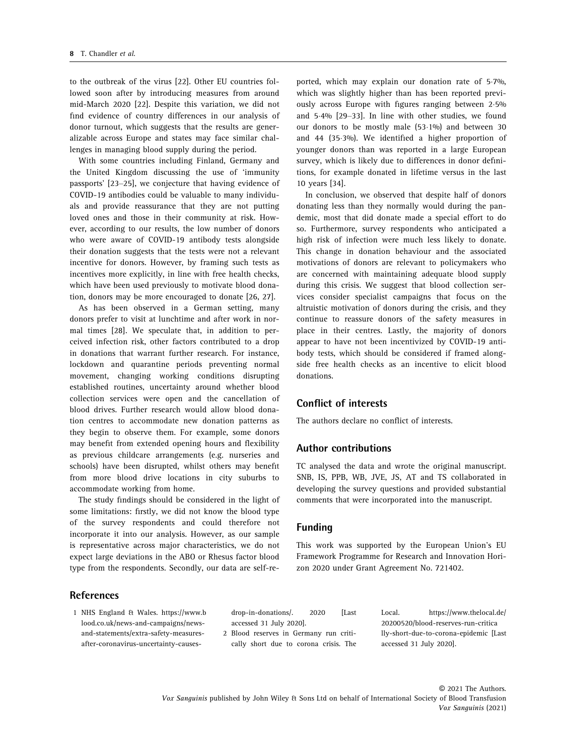to the outbreak of the virus [22]. Other EU countries followed soon after by introducing measures from around mid-March 2020 [22]. Despite this variation, we did not find evidence of country differences in our analysis of donor turnout, which suggests that the results are generalizable across Europe and states may face similar challenges in managing blood supply during the period.

With some countries including Finland, Germany and the United Kingdom discussing the use of 'immunity passports' [23–25], we conjecture that having evidence of COVID-19 antibodies could be valuable to many individuals and provide reassurance that they are not putting loved ones and those in their community at risk. However, according to our results, the low number of donors who were aware of COVID-19 antibody tests alongside their donation suggests that the tests were not a relevant incentive for donors. However, by framing such tests as incentives more explicitly, in line with free health checks, which have been used previously to motivate blood donation, donors may be more encouraged to donate [26, 27].

As has been observed in a German setting, many donors prefer to visit at lunchtime and after work in normal times [28]. We speculate that, in addition to perceived infection risk, other factors contributed to a drop in donations that warrant further research. For instance, lockdown and quarantine periods preventing normal movement, changing working conditions disrupting established routines, uncertainty around whether blood collection services were open and the cancellation of blood drives. Further research would allow blood donation centres to accommodate new donation patterns as they begin to observe them. For example, some donors may benefit from extended opening hours and flexibility as previous childcare arrangements (e.g. nurseries and schools) have been disrupted, whilst others may benefit from more blood drive locations in city suburbs to accommodate working from home.

The study findings should be considered in the light of some limitations: firstly, we did not know the blood type of the survey respondents and could therefore not incorporate it into our analysis. However, as our sample is representative across major characteristics, we do not expect large deviations in the ABO or Rhesus factor blood type from the respondents. Secondly, our data are self-reported, which may explain our donation rate of 5·7%, which was slightly higher than has been reported previously across Europe with figures ranging between 2·5% and 5·4% [29–33]. In line with other studies, we found our donors to be mostly male (53·1%) and between 30 and 44 (35·3%). We identified a higher proportion of younger donors than was reported in a large European survey, which is likely due to differences in donor definitions, for example donated in lifetime versus in the last 10 years [34].

In conclusion, we observed that despite half of donors donating less than they normally would during the pandemic, most that did donate made a special effort to do so. Furthermore, survey respondents who anticipated a high risk of infection were much less likely to donate. This change in donation behaviour and the associated motivations of donors are relevant to policymakers who are concerned with maintaining adequate blood supply during this crisis. We suggest that blood collection services consider specialist campaigns that focus on the altruistic motivation of donors during the crisis, and they continue to reassure donors of the safety measures in place in their centres. Lastly, the majority of donors appear to have not been incentivized by COVID-19 antibody tests, which should be considered if framed alongside free health checks as an incentive to elicit blood donations.

## Conflict of interests

The authors declare no conflict of interests.

## Author contributions

TC analysed the data and wrote the original manuscript. SNB, IS, PPB, WB, JVE, JS, AT and TS collaborated in developing the survey questions and provided substantial comments that were incorporated into the manuscript.

## Funding

This work was supported by the European Union's EU Framework Programme for Research and Innovation Horizon 2020 under Grant Agreement No. 721402.

## References

1 NHS England & Wales. https://www.blood.co.uk/news-and-campaigns/news-and-statements/extra-safety-measures-after-coronavirus-uncertainty-causes-drop-in-donations/. 2020 [Last accessed 31 July 2020].

2 Blood reserves in Germany run critically short due to corona crisis. The Local. https://www.thelocal.de/20200520/blood-reserves-run-critically-short-due-to-corona-epidemic [Last accessed 31 July 2020].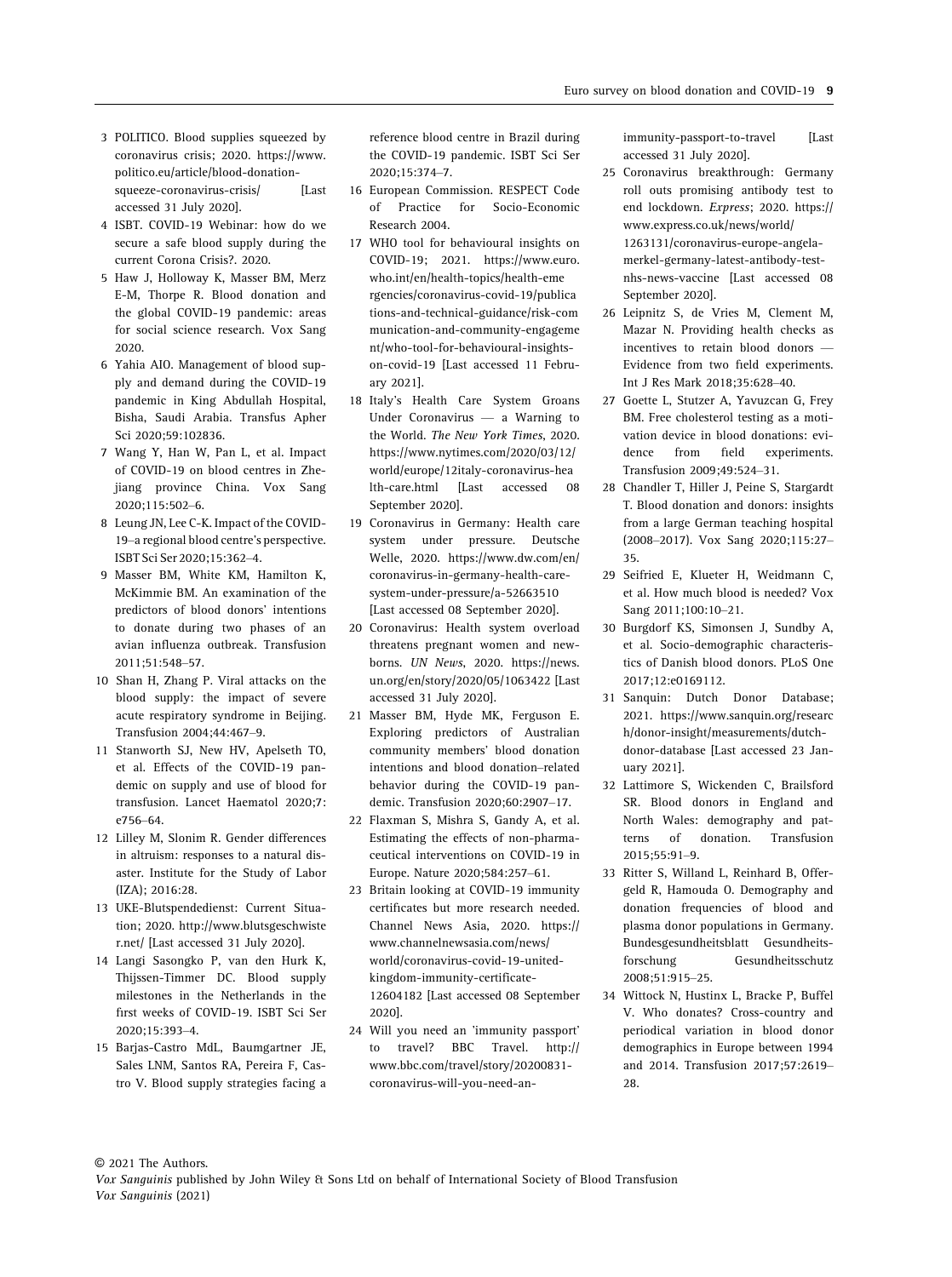3 POLITICO. Blood supplies squeezed by coronavirus crisis; 2020. https://www.politico.eu/article/blood-donation-squeeze-coronavirus-crisis/ [Last accessed 31 July 2020].

4 ISBT. COVID-19 Webinar: how do we secure a safe blood supply during the current Corona Crisis?. 2020.

5 Haw J, Holloway K, Masser BM, Merz E-M, Thorpe R. Blood donation and the global COVID-19 pandemic: areas for social science research. Vox Sang 2020.

6 Yahia AIO. Management of blood supply and demand during the COVID-19 pandemic in King Abdullah Hospital, Bisha, Saudi Arabia. Transfus Apher Sci 2020;59:102836.

7 Wang Y, Han W, Pan L, et al. Impact of COVID-19 on blood centres in Zhejiang province China. Vox Sang 2020;115:502–6.

8 Leung JN, Lee C-K. Impact of the COVID-19–a regional blood centre's perspective. ISBT Sci Ser 2020;15:362–4.

9 Masser BM, White KM, Hamilton K, McKimmie BM. An examination of the predictors of blood donors' intentions to donate during two phases of an avian influenza outbreak. Transfusion 2011;51:548–57.

10 Shan H, Zhang P. Viral attacks on the blood supply: the impact of severe acute respiratory syndrome in Beijing. Transfusion 2004;44:467–9.

11 Stanworth SJ, New HV, Apelseth TO, et al. Effects of the COVID-19 pandemic on supply and use of blood for transfusion. Lancet Haematol 2020;7: e756–64.

12 Lilley M, Slonim R. Gender differences in altruism: responses to a natural disaster. Institute for the Study of Labor (IZA); 2016:28.

13 UKE-Blutspendedienst: Current Situation; 2020. http://www.blutsgeschwister.net/ [Last accessed 31 July 2020].

14 Langi Sasongko P, van den Hurk K, Thijssen-Timmer DC. Blood supply milestones in the Netherlands in the first weeks of COVID-19. ISBT Sci Ser 2020;15:393–4.

15 Barjas-Castro MdL, Baumgartner JE, Sales LNM, Santos RA, Pereira F, Castro V. Blood supply strategies facing a reference blood centre in Brazil during the COVID-19 pandemic. ISBT Sci Ser 2020;15:374–7.

16 European Commission. RESPECT Code of Practice for Socio-Economic Research 2004.

17 WHO tool for behavioural insights on COVID-19; 2021. https://www.euro.who.int/en/health-topics/health-emergencies/coronavirus-covid-19/publications-and-technical-guidance/risk-communication-and-community-engagement/who-tool-for-behavioural-insights-on-covid-19 [Last accessed 11 February 2021].

18 Italy's Health Care System Groans Under Coronavirus — a Warning to the World. *The New York Times*, 2020. https://www.nytimes.com/2020/03/12/world/europe/12italy-coronavirus-health-care.html [Last accessed 08 September 2020].

19 Coronavirus in Germany: Health care system under pressure. Deutsche Welle, 2020. https://www.dw.com/en/coronavirus-in-germany-health-care-system-under-pressure/a-52663510 [Last accessed 08 September 2020].

20 Coronavirus: Health system overload threatens pregnant women and newborns. *UN News*, 2020. https://news.un.org/en/story/2020/05/1063422 [Last accessed 31 July 2020].

21 Masser BM, Hyde MK, Ferguson E. Exploring predictors of Australian community members' blood donation intentions and blood donation–related behavior during the COVID-19 pandemic. Transfusion 2020;60:2907–17.

22 Flaxman S, Mishra S, Gandy A, et al. Estimating the effects of non-pharmaceutical interventions on COVID-19 in Europe. Nature 2020;584:257–61.

23 Britain looking at COVID-19 immunity certificates but more research needed. Channel News Asia, 2020. https://www.channelnewsasia.com/news/world/coronavirus-covid-19-united-kingdom-immunity-certificate-12604182 [Last accessed 08 September 2020].

24 Will you need an 'immunity passport' to travel? BBC Travel. http://www.bbc.com/travel/story/20200831-coronavirus-will-you-need-an-immunity-passport-to-travel [Last accessed 31 July 2020].

25 Coronavirus breakthrough: Germany roll outs promising antibody test to end lockdown. *Express*; 2020. https://www.express.co.uk/news/world/1263131/coronavirus-europe-angela-merkel-germany-latest-antibody-test-nhs-news-vaccine [Last accessed 08 September 2020].

26 Leipnitz S, de Vries M, Clement M, Mazar N. Providing health checks as incentives to retain blood donors — Evidence from two field experiments. Int J Res Mark 2018;35:628–40.

27 Goette L, Stutzer A, Yavuzcan G, Frey BM. Free cholesterol testing as a motivation device in blood donations: evidence from field experiments. Transfusion 2009;49:524–31.

28 Chandler T, Hiller J, Peine S, Stargardt T. Blood donation and donors: insights from a large German teaching hospital (2008–2017). Vox Sang 2020;115:27–35.

29 Seifried E, Klueter H, Weidmann C, et al. How much blood is needed? Vox Sang 2011;100:10–21.

30 Burgdorf KS, Simonsen J, Sundby A, et al. Socio-demographic characteristics of Danish blood donors. PLoS One 2017;12:e0169112.

31 Sanquin: Dutch Donor Database; 2021. https://www.sanquin.org/research/donor-insight/measurements/dutch-donor-database [Last accessed 23 January 2021].

32 Lattimore S, Wickenden C, Brailsford SR. Blood donors in England and North Wales: demography and patterns of donation. Transfusion 2015;55:91–9.

33 Ritter S, Willand L, Reinhard B, Offergeld R, Hamouda O. Demography and donation frequencies of blood and plasma donor populations in Germany. Bundesgesundheitsblatt Gesundheitsforschung Gesundheitsschutz 2008;51:915–25.

34 Wittock N, Hustinx L, Bracke P, Buffel V. Who donates? Cross-country and periodical variation in blood donor demographics in Europe between 1994 and 2014. Transfusion 2017;57:2619–28.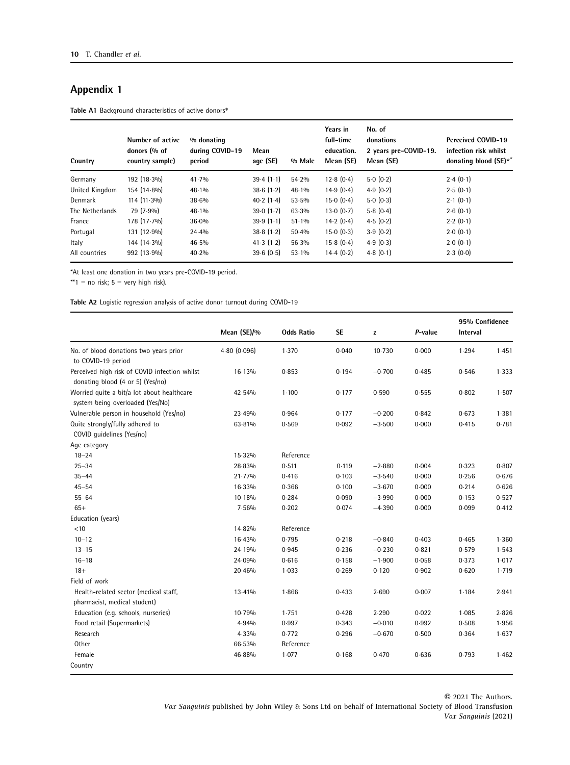## Appendix 1

**Table A1** Background characteristics of active donors*

| Country | Number of active donors (% of country sample) | % donating during COVID-19 period | Mean age (SE) | % Male | Years in full-time education. Mean (SE) | No. of donations 2 years pre-COVID-19. Mean (SE) | Perceived COVID-19 infection risk whilst donating blood (SE)** |
|---|---|---|---|---|---|---|---|
| Germany | 192 (18·3%) | 41·7% | 39·4 (1·1) | 54·2% | 12·8 (0·4) | 5·0 (0·2) | 2·4 (0·1) |
| United Kingdom | 154 (14·8%) | 48·1% | 38·6 (1·2) | 48·1% | 14·9 (0·4) | 4·9 (0·2) | 2·5 (0·1) |
| Denmark | 114 (11·3%) | 38·6% | 40·2 (1·4) | 53·5% | 15·0 (0·4) | 5·0 (0·3) | 2·1 (0·1) |
| The Netherlands | 79 (7·9%) | 48·1% | 39·0 (1·7) | 63·3% | 13·0 (0·7) | 5·8 (0·4) | 2·6 (0·1) |
| France | 178 (17·7%) | 36·0% | 39·9 (1·1) | 51·1% | 14·2 (0·4) | 4·5 (0·2) | 2·2 (0·1) |
| Portugal | 131 (12·9%) | 24·4% | 38·8 (1·2) | 50·4% | 15·0 (0·3) | 3·9 (0·2) | 2·0 (0·1) |
| Italy | 144 (14·3%) | 46·5% | 41·3 (1·2) | 56·3% | 15·8 (0·4) | 4·9 (0·3) | 2·0 (0·1) |
| All countries | 992 (13·9%) | 40·2% | 39·6 (0·5) | 53·1% | 14·4 (0·2) | 4·8 (0·1) | 2·3 (0·0) |

*At least one donation in two years pre-COVID-19 period.

**1 = no risk; 5 = very high risk).

**Table A2** Logistic regression analysis of active donor turnout during COVID-19

| | Mean (SE)/% | Odds Ratio | SE | z | P-value | 95% Confidence Interval | |
|---|---|---|---|---|---|---|---|
| No. of blood donations two years prior to COVID-19 period | 4·80 (0·096) | 1·370 | 0·040 | 10·730 | 0·000 | 1·294 | 1·451 |
| Perceived high risk of COVID infection whilst donating blood (4 or 5) (Yes/no) | 16·13% | 0·853 | 0·194 | −0·700 | 0·485 | 0·546 | 1·333 |
| Worried quite a bit/a lot about healthcare system being overloaded (Yes/No) | 42·54% | 1·100 | 0·177 | 0·590 | 0·555 | 0·802 | 1·507 |
| Vulnerable person in household (Yes/No) | 23·49% | 0·964 | 0·177 | −0·200 | 0·842 | 0·673 | 1·381 |
| Quite strongly/fully adhered to COVID guidelines (Yes/no) | 63·81% | 0·569 | 0·092 | −3·500 | 0·000 | 0·415 | 0·781 |
| Age category | | | | | | | |
| 18–24 | 15·32% | Reference | | | | | |
| 25–34 | 28·83% | 0·511 | 0·119 | −2·880 | 0·004 | 0·323 | 0·807 |
| 35–44 | 21·77% | 0·416 | 0·103 | −3·540 | 0·000 | 0·256 | 0·676 |
| 45–54 | 16·33% | 0·366 | 0·100 | −3·670 | 0·000 | 0·214 | 0·626 |
| 55–64 | 10·18% | 0·284 | 0·090 | −3·990 | 0·000 | 0·153 | 0·527 |
| 65+ | 7·56% | 0·202 | 0·074 | −4·390 | 0·000 | 0·099 | 0·412 |
| Education (years) | | | | | | | |
| <10 | 14·82% | Reference | | | | | |
| 10–12 | 16·43% | 0·795 | 0·218 | −0·840 | 0·403 | 0·465 | 1·360 |
| 13–15 | 24·19% | 0·945 | 0·236 | −0·230 | 0·821 | 0·579 | 1·543 |
| 16–18 | 24·09% | 0·616 | 0·158 | −1·900 | 0·058 | 0·373 | 1·017 |
| 18+ | 20·46% | 1·033 | 0·269 | 0·120 | 0·902 | 0·620 | 1·719 |
| Field of work | | | | | | | |
| Health-related sector (medical staff, pharmacist, medical student) | 13·41% | 1·866 | 0·433 | 2·690 | 0·007 | 1·184 | 2·941 |
| Education (e.g. schools, nurseries) | 10·79% | 1·751 | 0·428 | 2·290 | 0·022 | 1·085 | 2·826 |
| Food retail (Supermarkets) | 4·94% | 0·997 | 0·343 | −0·010 | 0·992 | 0·508 | 1·956 |
| Research | 4·33% | 0·772 | 0·296 | −0·670 | 0·500 | 0·364 | 1·637 |
| Other | 66·53% | Reference | | | | | |
| Female | 46·88% | 1·077 | 0·168 | 0·470 | 0·636 | 0·793 | 1·462 |
| Country | | | | | | | |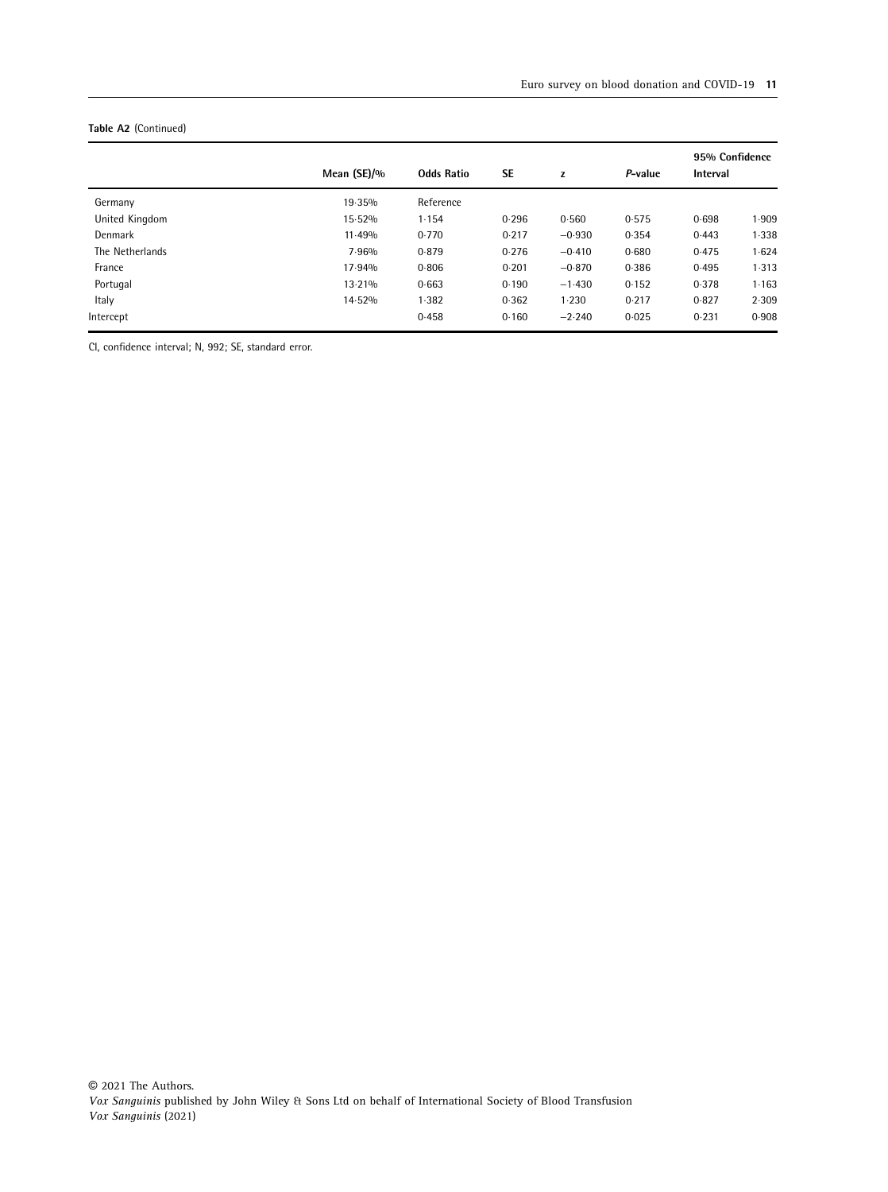**Table A2** (Continued)

| | Mean (SE)/% | Odds Ratio | SE | z | *P*-value | 95% Confidence Interval | |
|---|---|---|---|---|---|---|---|
| Germany | 19·35% | Reference | | | | | |
| United Kingdom | 15·52% | 1·154 | 0·296 | 0·560 | 0·575 | 0·698 | 1·909 |
| Denmark | 11·49% | 0·770 | 0·217 | −0·930 | 0·354 | 0·443 | 1·338 |
| The Netherlands | 7·96% | 0·879 | 0·276 | −0·410 | 0·680 | 0·475 | 1·624 |
| France | 17·94% | 0·806 | 0·201 | −0·870 | 0·386 | 0·495 | 1·313 |
| Portugal | 13·21% | 0·663 | 0·190 | −1·430 | 0·152 | 0·378 | 1·163 |
| Italy | 14·52% | 1·382 | 0·362 | 1·230 | 0·217 | 0·827 | 2·309 |
| Intercept | | 0·458 | 0·160 | −2·240 | 0·025 | 0·231 | 0·908 |

CI, confidence interval; N, 992; SE, standard error.